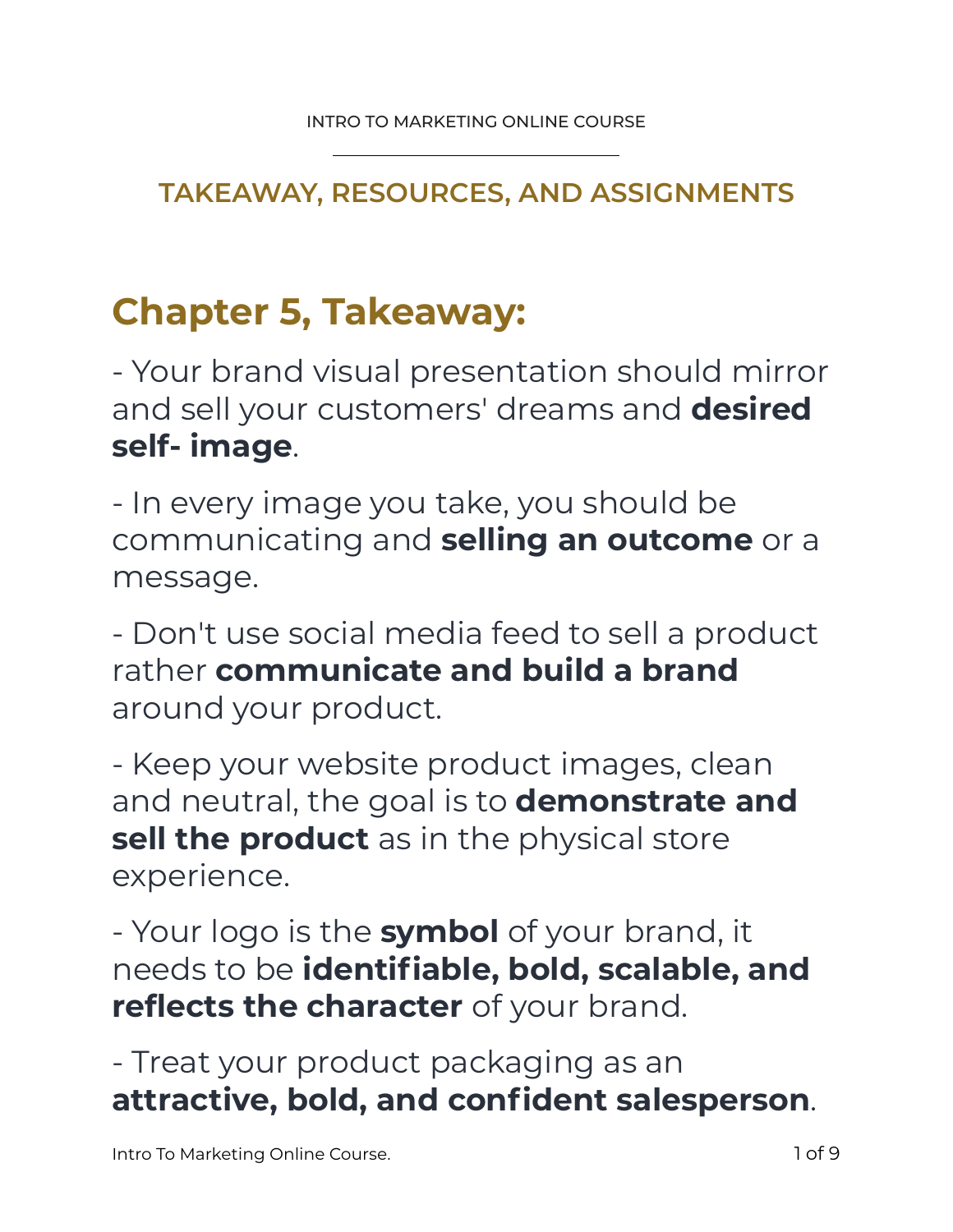## TAKEAWAY, RESOURCES, AND ASSIGNMENTS

# Chapter 5, Takeaway:

- Your brand visual presentation should mirror and sell your customers' dreams and **desired self- image**.

- In every image you take, you should be communicating and **selling an outcome** or a message.

- Don't use social media feed to sell a product rather **communicate and build a brand** around your product.

- Keep your website product images, clean and neutral, the goal is to **demonstrate and sell the product** as in the physical store experience.

- Your logo is the **symbol** of your brand, it needs to be **identifiable, bold, scalable, and reflects the character** of your brand.

- Treat your product packaging as an **attractive, bold, and confident salesperson**.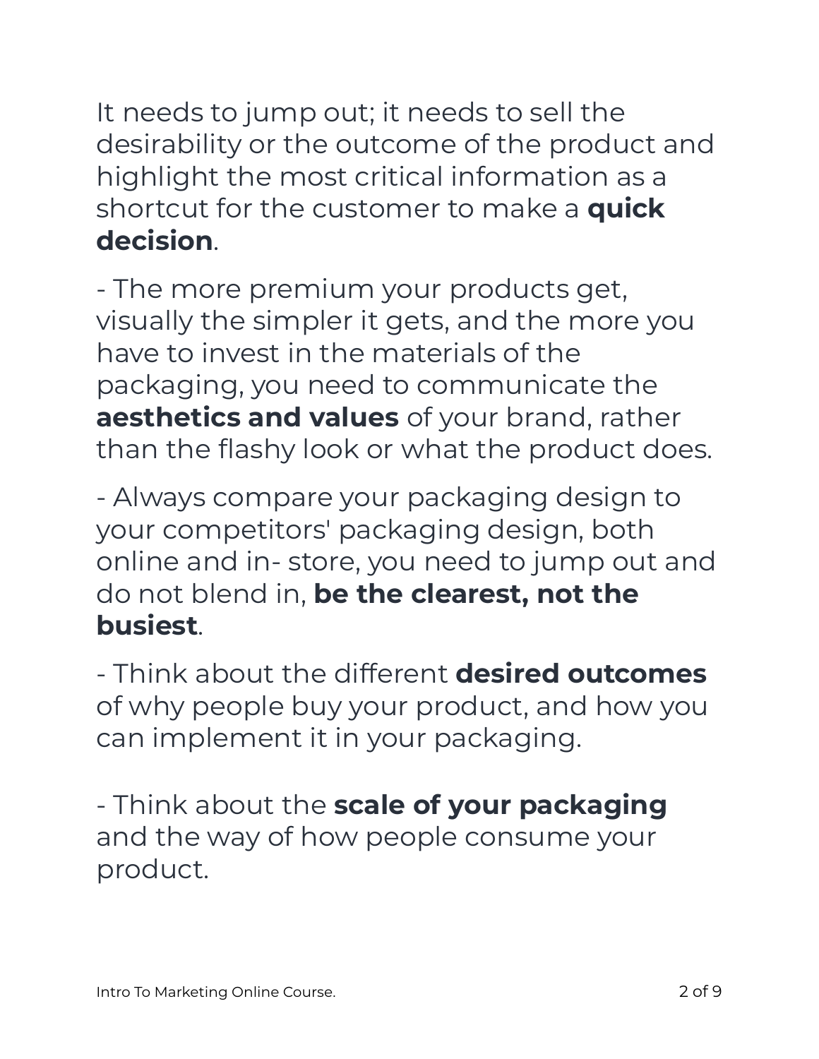It needs to jump out; it needs to sell the desirability or the outcome of the product and highlight the most critical information as a shortcut for the customer to make a **quick decision**.

- The more premium your products get, visually the simpler it gets, and the more you have to invest in the materials of the packaging, you need to communicate the **aesthetics and values** of your brand, rather than the flashy look or what the product does.

- Always compare your packaging design to your competitors' packaging design, both online and in- store, you need to jump out and do not blend in, **be the clearest, not the busiest**.

- Think about the different **desired outcomes** of why people buy your product, and how you can implement it in your packaging.

- Think about the **scale of your packaging** and the way of how people consume your product.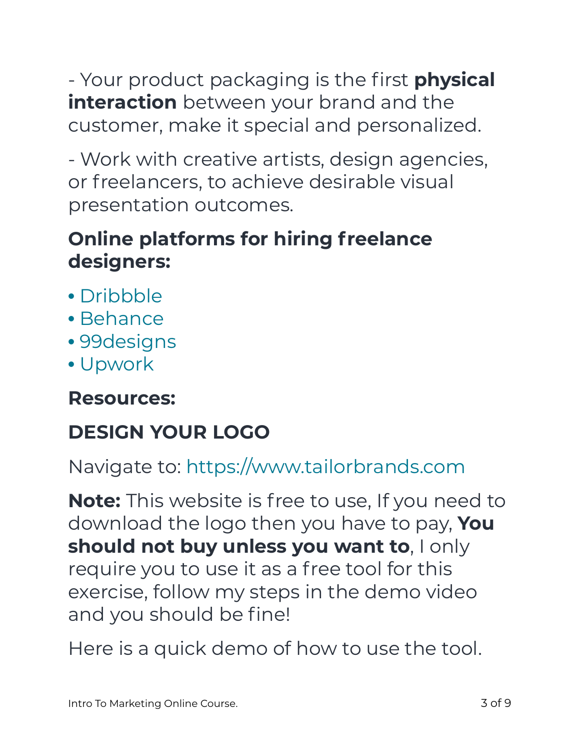- Your product packaging is the first **physical interaction** between your brand and the customer, make it special and personalized.

- Work with creative artists, design agencies, or freelancers, to achieve desirable visual presentation outcomes.

**Online platforms for hiring freelance designers:**

- Dribbble
- Behance
- 99designs
- Upwork

**Resources:**

## DESIGN YOUR LOGO

Navigate to: https://www.tailorbrands.com

**Note:** This website is free to use, If you need to download the logo then you have to pay, **You should not buy unless you want to**, I only require you to use it as a free tool for this exercise, follow my steps in the demo video and you should be fine!

Here is a quick demo of how to use the tool.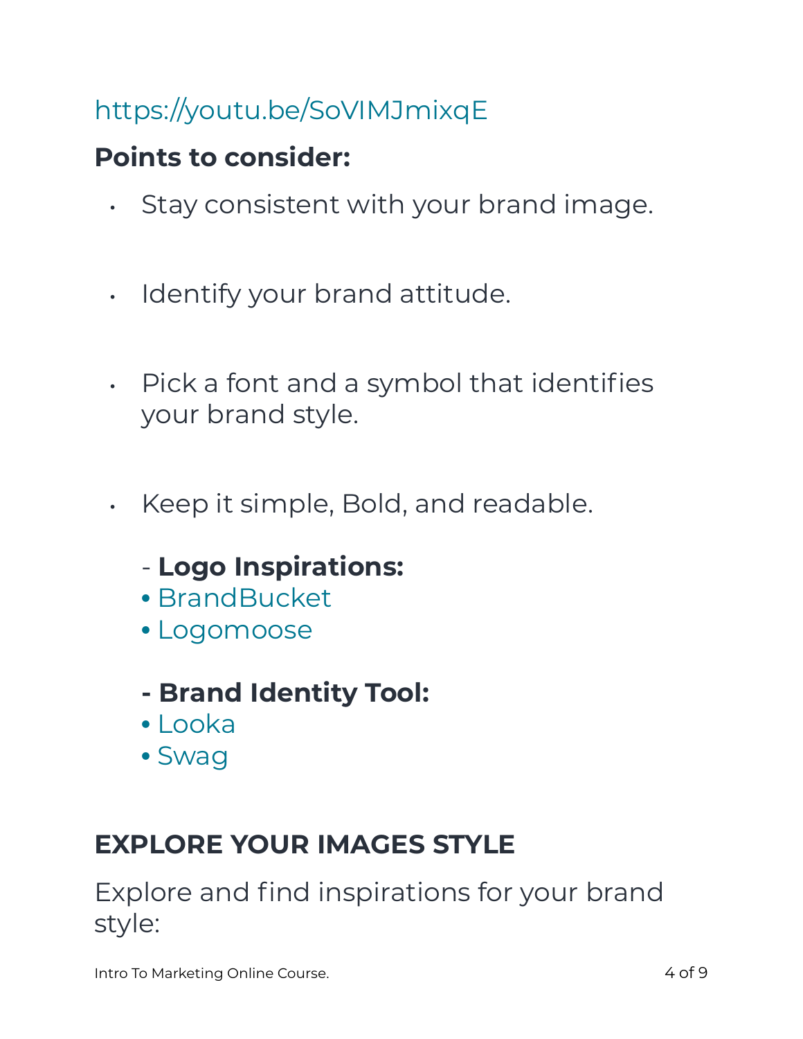https://youtu.be/SoVIMJmixqE

**Points to consider:**

- Stay consistent with your brand image.
- Identify your brand attitude.
- Pick a font and a symbol that identifies your brand style.
- Keep it simple, Bold, and readable.

  \- **Logo Inspirations:**
  - BrandBucket
  - Logomoose

  **- Brand Identity Tool:**
  - Looka
  - Swag

## EXPLORE YOUR IMAGES STYLE

Explore and find inspirations for your brand style: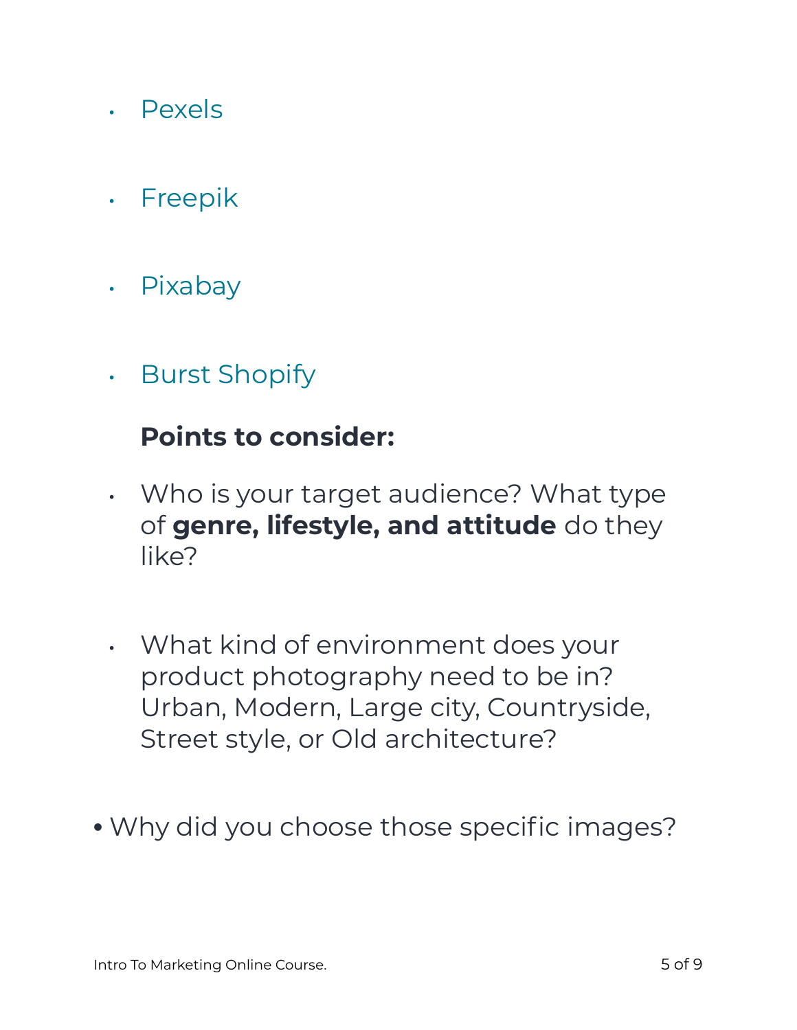- Pexels
- Freepik
- Pixabay
- Burst Shopify

**Points to consider:**

- Who is your target audience? What type of **genre, lifestyle, and attitude** do they like?
- What kind of environment does your product photography need to be in? Urban, Modern, Large city, Countryside, Street style, or Old architecture?

- Why did you choose those specific images?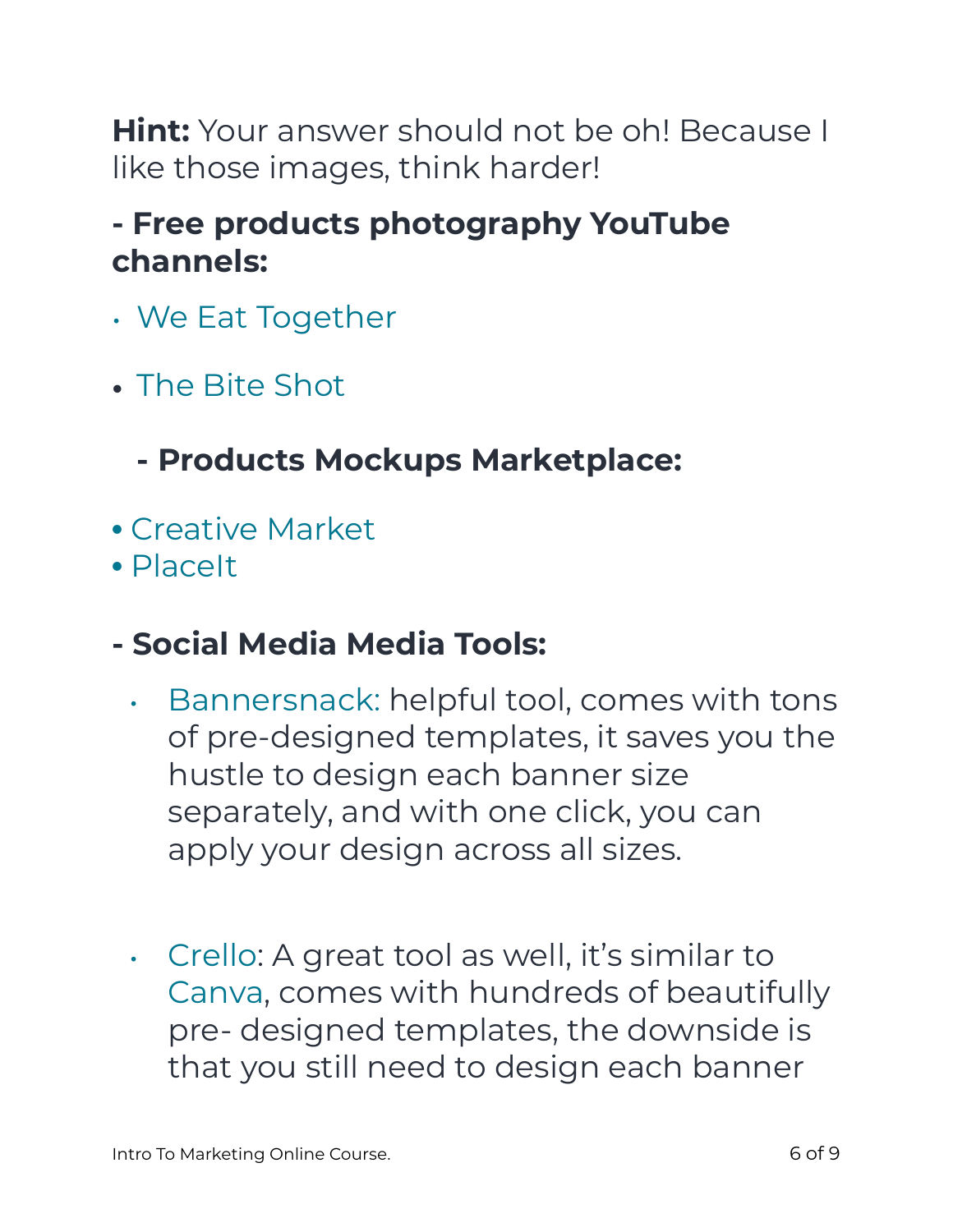**Hint:** Your answer should not be oh! Because I like those images, think harder!

**- Free products photography YouTube channels:**

- We Eat Together
- The Bite Shot

**- Products Mockups Marketplace:**

- Creative Market
- PlaceIt

**- Social Media Media Tools:**

- Bannersnack: helpful tool, comes with tons of pre-designed templates, it saves you the hustle to design each banner size separately, and with one click, you can apply your design across all sizes.

- Crello: A great tool as well, it's similar to Canva, comes with hundreds of beautifully pre- designed templates, the downside is that you still need to design each banner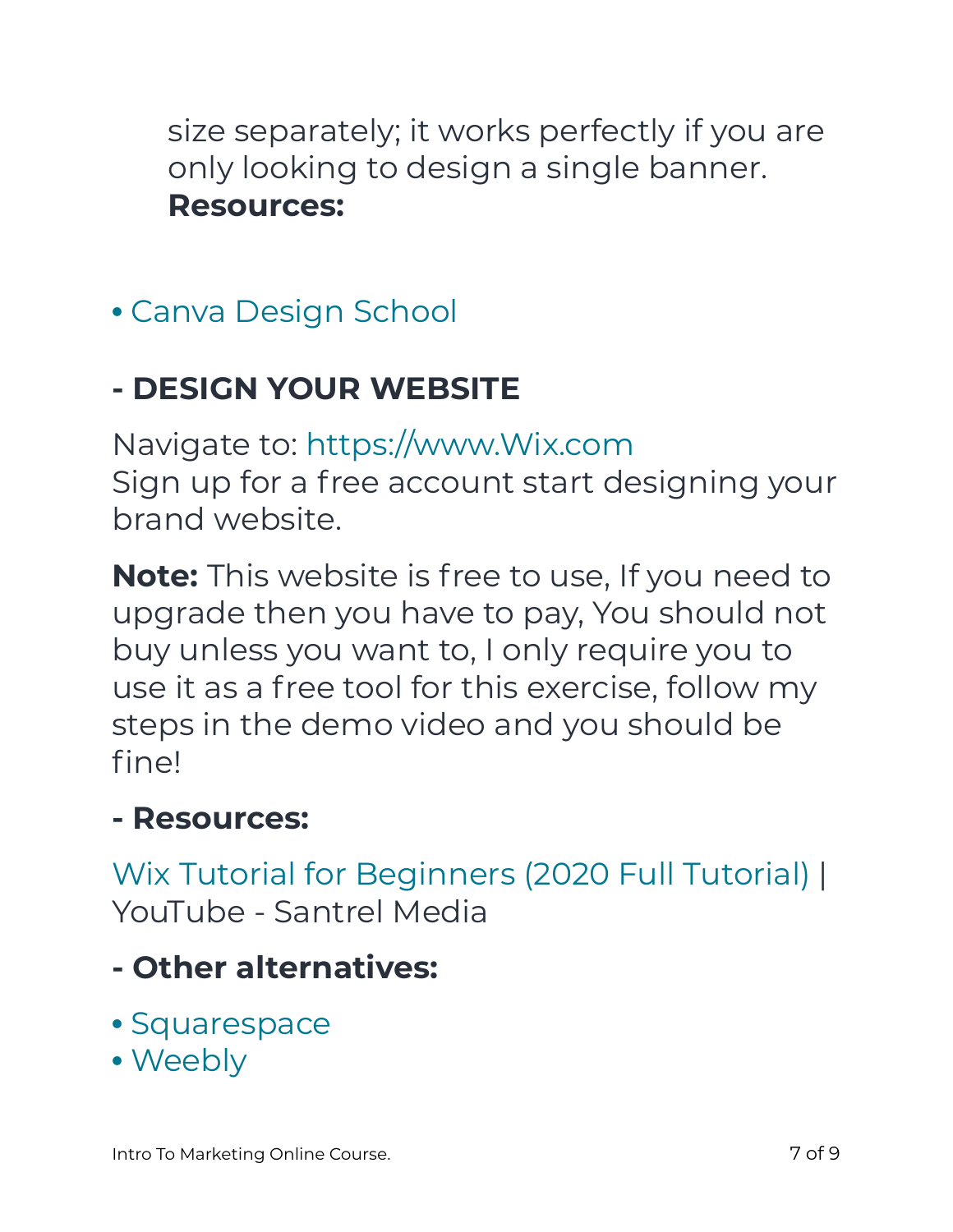size separately; it works perfectly if you are only looking to design a single banner.
**Resources:**

- Canva Design School

## - DESIGN YOUR WEBSITE

Navigate to: https://www.Wix.com
Sign up for a free account start designing your brand website.

**Note:** This website is free to use, If you need to upgrade then you have to pay, You should not buy unless you want to, I only require you to use it as a free tool for this exercise, follow my steps in the demo video and you should be fine!

### - Resources:

Wix Tutorial for Beginners (2020 Full Tutorial) | YouTube - Santrel Media

### - Other alternatives:

- Squarespace
- Weebly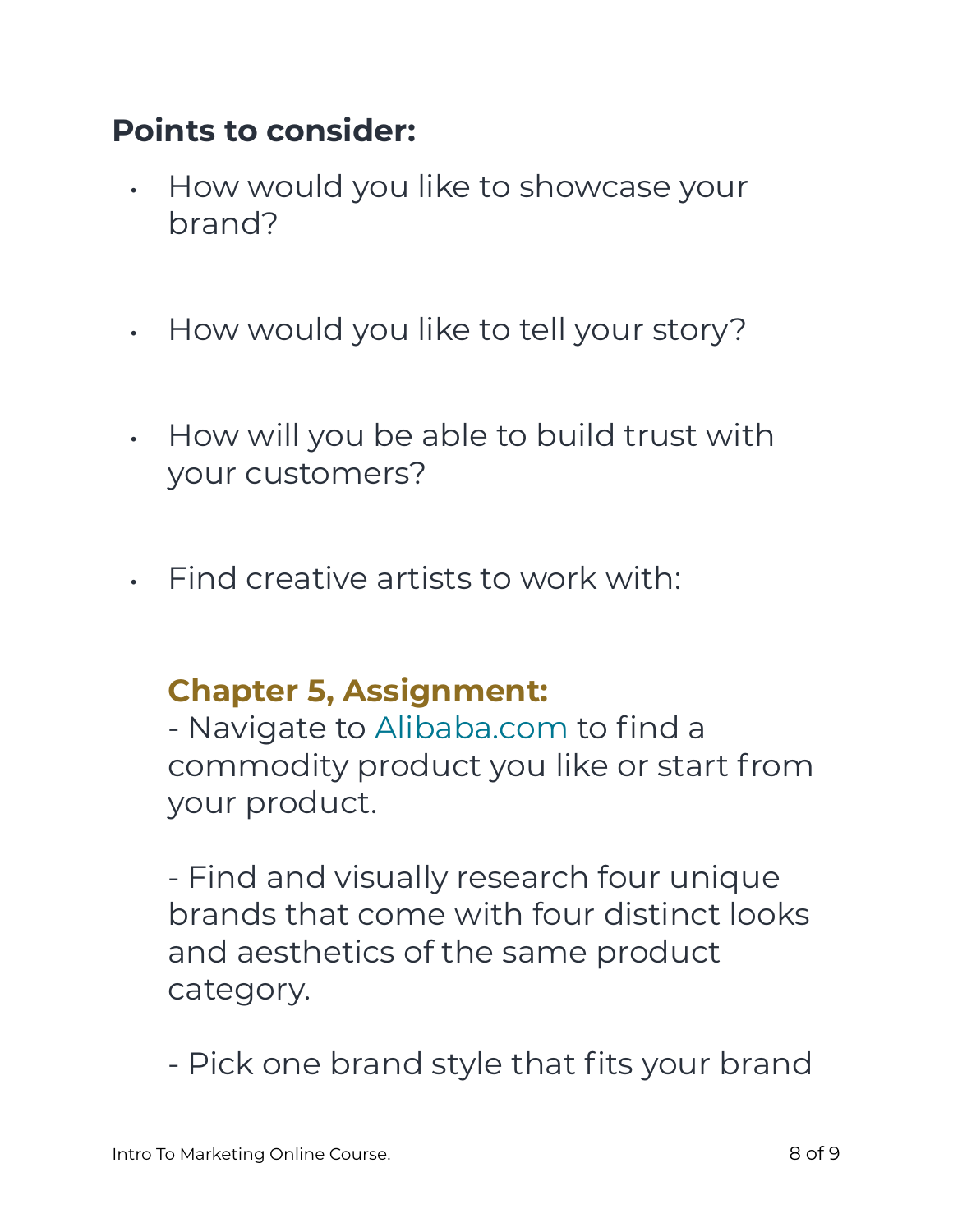## Points to consider:

- How would you like to showcase your brand?
- How would you like to tell your story?
- How will you be able to build trust with your customers?
- Find creative artists to work with:

**Chapter 5, Assignment:**
- Navigate to Alibaba.com to find a commodity product you like or start from your product.

- Find and visually research four unique brands that come with four distinct looks and aesthetics of the same product category.

- Pick one brand style that fits your brand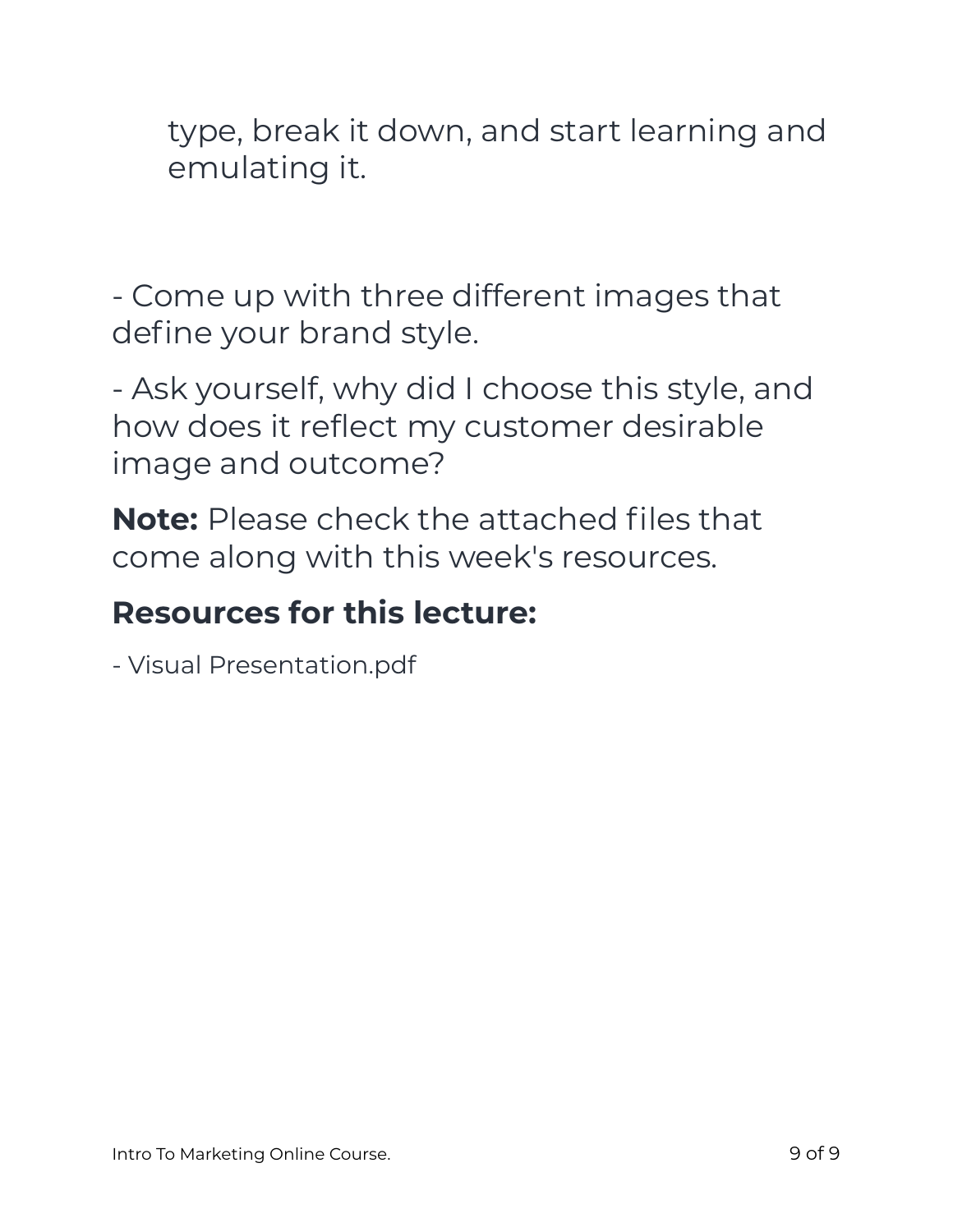type, break it down, and start learning and emulating it.

- Come up with three different images that define your brand style.

- Ask yourself, why did I choose this style, and how does it reflect my customer desirable image and outcome?

**Note:** Please check the attached files that come along with this week's resources.

### Resources for this lecture:

- Visual Presentation.pdf